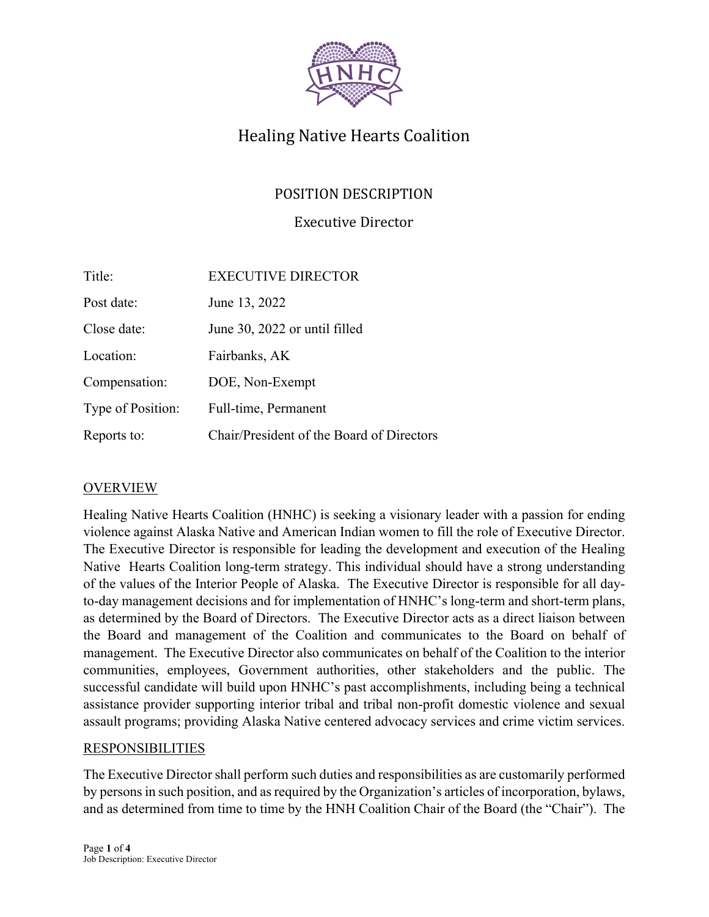# Healing Native Hearts Coalition

## POSITION DESCRIPTION

### Executive Director

| | |
|---|---|
| Title: | EXECUTIVE DIRECTOR |
| Post date: | June 13, 2022 |
| Close date: | June 30, 2022 or until filled |
| Location: | Fairbanks, AK |
| Compensation: | DOE, Non-Exempt |
| Type of Position: | Full-time, Permanent |
| Reports to: | Chair/President of the Board of Directors |

## OVERVIEW

Healing Native Hearts Coalition (HNHC) is seeking a visionary leader with a passion for ending violence against Alaska Native and American Indian women to fill the role of Executive Director. The Executive Director is responsible for leading the development and execution of the Healing Native Hearts Coalition long-term strategy. This individual should have a strong understanding of the values of the Interior People of Alaska. The Executive Director is responsible for all day-to-day management decisions and for implementation of HNHC's long-term and short-term plans, as determined by the Board of Directors. The Executive Director acts as a direct liaison between the Board and management of the Coalition and communicates to the Board on behalf of management. The Executive Director also communicates on behalf of the Coalition to the interior communities, employees, Government authorities, other stakeholders and the public. The successful candidate will build upon HNHC's past accomplishments, including being a technical assistance provider supporting interior tribal and tribal non-profit domestic violence and sexual assault programs; providing Alaska Native centered advocacy services and crime victim services.

## RESPONSIBILITIES

The Executive Director shall perform such duties and responsibilities as are customarily performed by persons in such position, and as required by the Organization's articles of incorporation, bylaws, and as determined from time to time by the HNH Coalition Chair of the Board (the "Chair"). The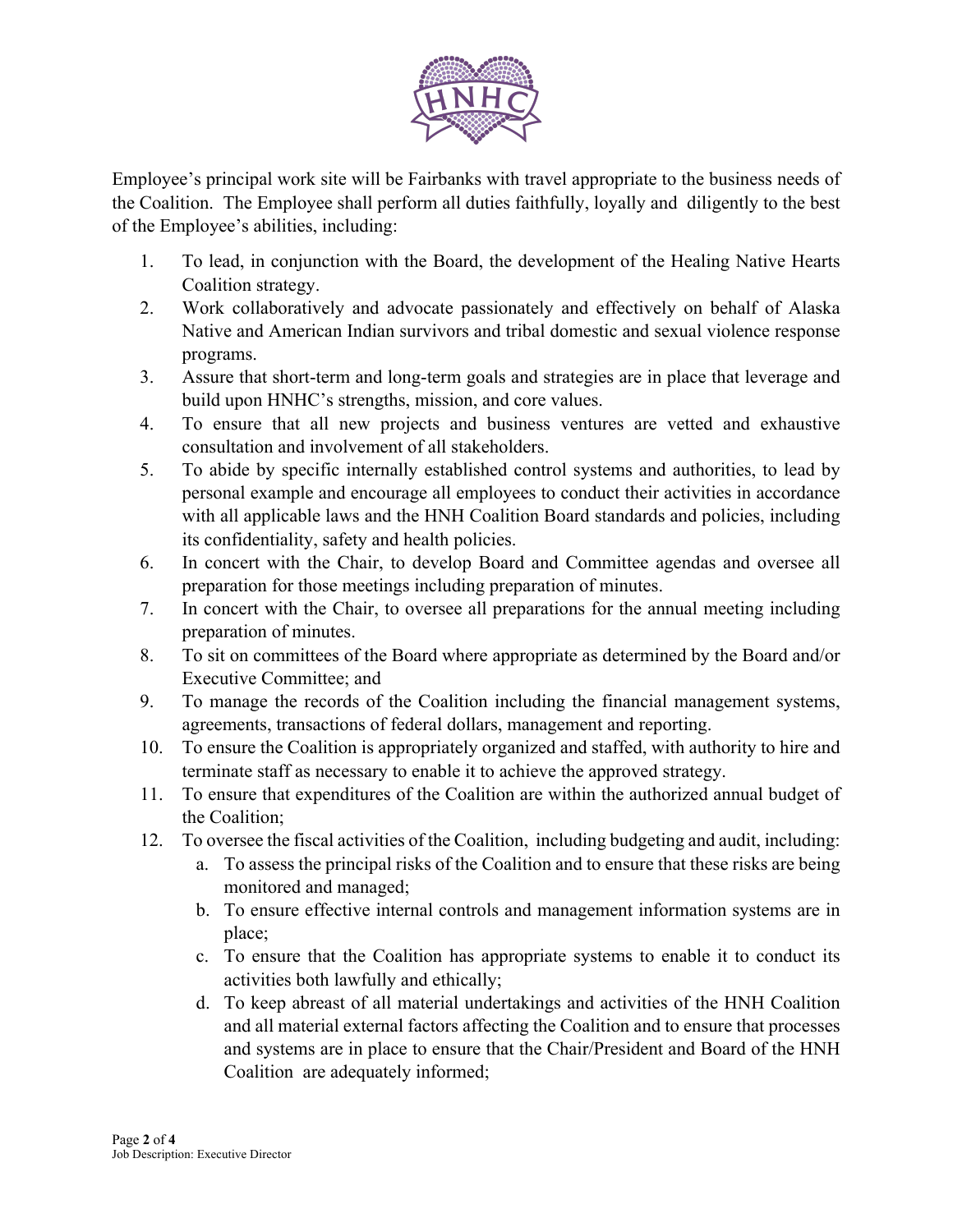Employee's principal work site will be Fairbanks with travel appropriate to the business needs of the Coalition. The Employee shall perform all duties faithfully, loyally and diligently to the best of the Employee's abilities, including:

1. To lead, in conjunction with the Board, the development of the Healing Native Hearts Coalition strategy.
2. Work collaboratively and advocate passionately and effectively on behalf of Alaska Native and American Indian survivors and tribal domestic and sexual violence response programs.
3. Assure that short-term and long-term goals and strategies are in place that leverage and build upon HNHC's strengths, mission, and core values.
4. To ensure that all new projects and business ventures are vetted and exhaustive consultation and involvement of all stakeholders.
5. To abide by specific internally established control systems and authorities, to lead by personal example and encourage all employees to conduct their activities in accordance with all applicable laws and the HNH Coalition Board standards and policies, including its confidentiality, safety and health policies.
6. In concert with the Chair, to develop Board and Committee agendas and oversee all preparation for those meetings including preparation of minutes.
7. In concert with the Chair, to oversee all preparations for the annual meeting including preparation of minutes.
8. To sit on committees of the Board where appropriate as determined by the Board and/or Executive Committee; and
9. To manage the records of the Coalition including the financial management systems, agreements, transactions of federal dollars, management and reporting.
10. To ensure the Coalition is appropriately organized and staffed, with authority to hire and terminate staff as necessary to enable it to achieve the approved strategy.
11. To ensure that expenditures of the Coalition are within the authorized annual budget of the Coalition;
12. To oversee the fiscal activities of the Coalition, including budgeting and audit, including:
    a. To assess the principal risks of the Coalition and to ensure that these risks are being monitored and managed;
    b. To ensure effective internal controls and management information systems are in place;
    c. To ensure that the Coalition has appropriate systems to enable it to conduct its activities both lawfully and ethically;
    d. To keep abreast of all material undertakings and activities of the HNH Coalition and all material external factors affecting the Coalition and to ensure that processes and systems are in place to ensure that the Chair/President and Board of the HNH Coalition are adequately informed;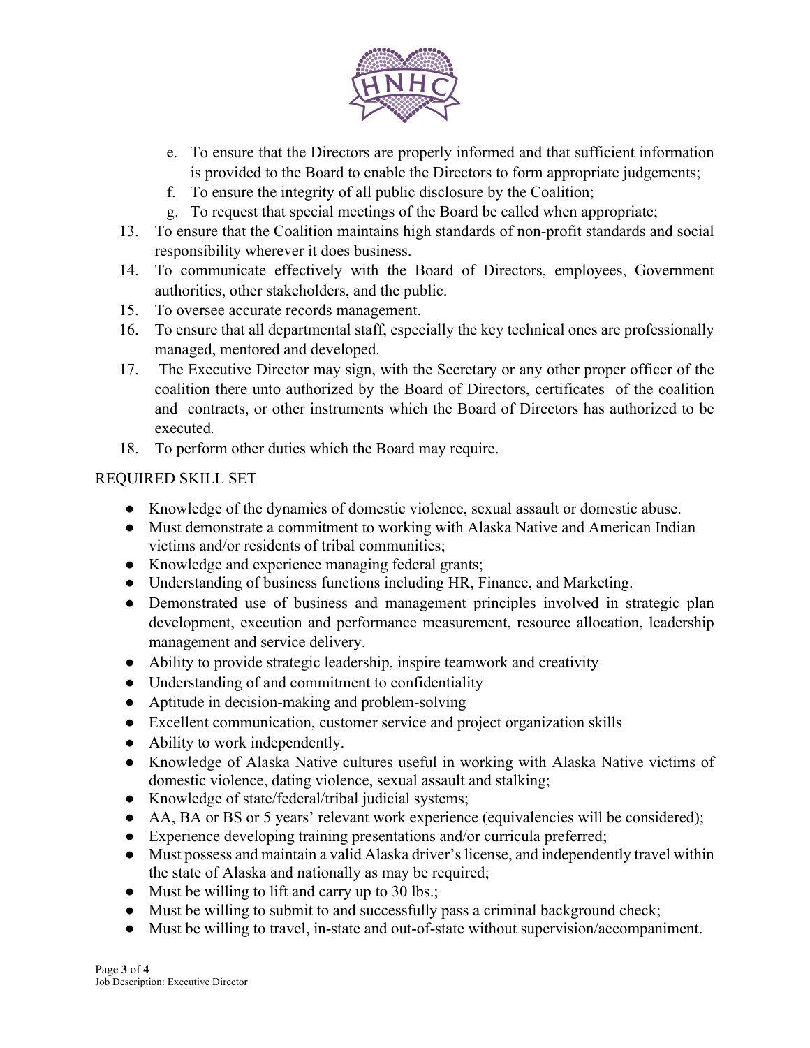e. To ensure that the Directors are properly informed and that sufficient information is provided to the Board to enable the Directors to form appropriate judgements;
   f. To ensure the integrity of all public disclosure by the Coalition;
   g. To request that special meetings of the Board be called when appropriate;

13. To ensure that the Coalition maintains high standards of non-profit standards and social responsibility wherever it does business.
14. To communicate effectively with the Board of Directors, employees, Government authorities, other stakeholders, and the public.
15. To oversee accurate records management.
16. To ensure that all departmental staff, especially the key technical ones are professionally managed, mentored and developed.
17. The Executive Director may sign, with the Secretary or any other proper officer of the coalition there unto authorized by the Board of Directors, certificates of the coalition and contracts, or other instruments which the Board of Directors has authorized to be executed.
18. To perform other duties which the Board may require.

## REQUIRED SKILL SET

- Knowledge of the dynamics of domestic violence, sexual assault or domestic abuse.
- Must demonstrate a commitment to working with Alaska Native and American Indian victims and/or residents of tribal communities;
- Knowledge and experience managing federal grants;
- Understanding of business functions including HR, Finance, and Marketing.
- Demonstrated use of business and management principles involved in strategic plan development, execution and performance measurement, resource allocation, leadership management and service delivery.
- Ability to provide strategic leadership, inspire teamwork and creativity
- Understanding of and commitment to confidentiality
- Aptitude in decision-making and problem-solving
- Excellent communication, customer service and project organization skills
- Ability to work independently.
- Knowledge of Alaska Native cultures useful in working with Alaska Native victims of domestic violence, dating violence, sexual assault and stalking;
- Knowledge of state/federal/tribal judicial systems;
- AA, BA or BS or 5 years' relevant work experience (equivalencies will be considered);
- Experience developing training presentations and/or curricula preferred;
- Must possess and maintain a valid Alaska driver's license, and independently travel within the state of Alaska and nationally as may be required;
- Must be willing to lift and carry up to 30 lbs.;
- Must be willing to submit to and successfully pass a criminal background check;
- Must be willing to travel, in-state and out-of-state without supervision/accompaniment.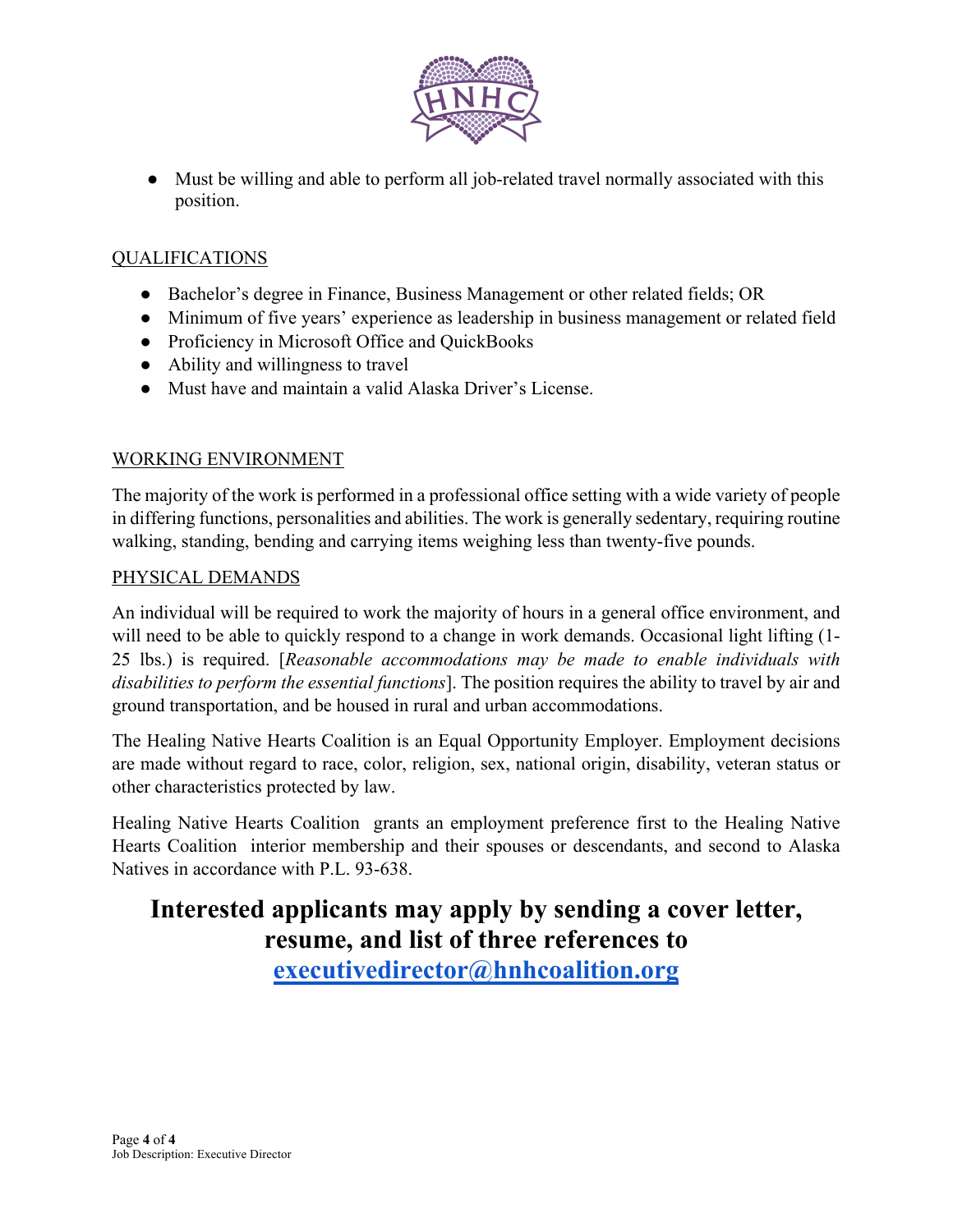- Must be willing and able to perform all job-related travel normally associated with this position.

## QUALIFICATIONS

- Bachelor's degree in Finance, Business Management or other related fields; OR
- Minimum of five years' experience as leadership in business management or related field
- Proficiency in Microsoft Office and QuickBooks
- Ability and willingness to travel
- Must have and maintain a valid Alaska Driver's License.

## WORKING ENVIRONMENT

The majority of the work is performed in a professional office setting with a wide variety of people in differing functions, personalities and abilities. The work is generally sedentary, requiring routine walking, standing, bending and carrying items weighing less than twenty-five pounds.

## PHYSICAL DEMANDS

An individual will be required to work the majority of hours in a general office environment, and will need to be able to quickly respond to a change in work demands. Occasional light lifting (1-25 lbs.) is required. [*Reasonable accommodations may be made to enable individuals with disabilities to perform the essential functions*]. The position requires the ability to travel by air and ground transportation, and be housed in rural and urban accommodations.

The Healing Native Hearts Coalition is an Equal Opportunity Employer. Employment decisions are made without regard to race, color, religion, sex, national origin, disability, veteran status or other characteristics protected by law.

Healing Native Hearts Coalition grants an employment preference first to the Healing Native Hearts Coalition interior membership and their spouses or descendants, and second to Alaska Natives in accordance with P.L. 93-638.

**Interested applicants may apply by sending a cover letter, resume, and list of three references to [executivedirector@hnhcoalition.org](mailto:executivedirector@hnhcoalition.org)**